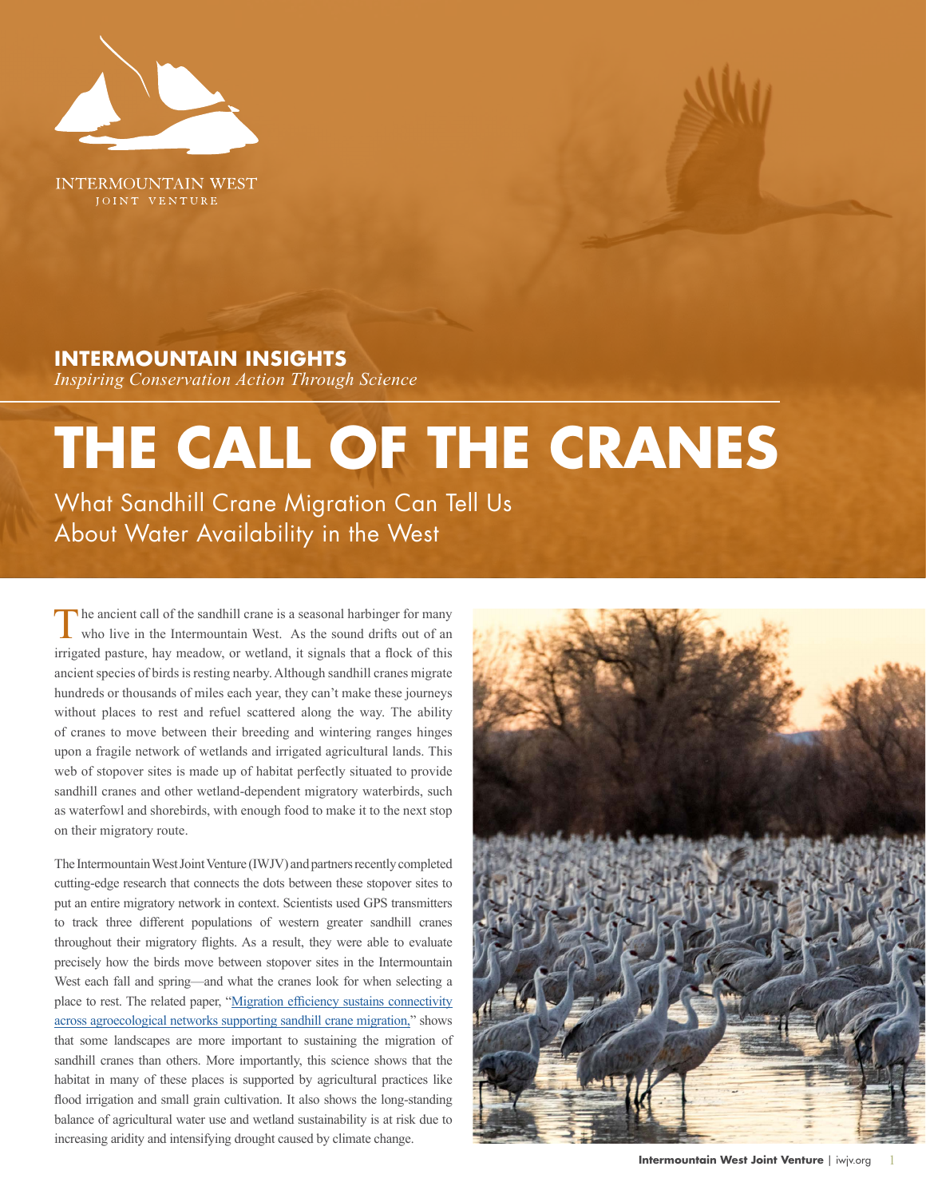INTERMOUNTAIN WEST
JOINT VENTURE

**INTERMOUNTAIN INSIGHTS**
*Inspiring Conservation Action Through Science*

# THE CALL OF THE CRANES

## What Sandhill Crane Migration Can Tell Us About Water Availability in the West

The ancient call of the sandhill crane is a seasonal harbinger for many who live in the Intermountain West. As the sound drifts out of an irrigated pasture, hay meadow, or wetland, it signals that a flock of this ancient species of birds is resting nearby. Although sandhill cranes migrate hundreds or thousands of miles each year, they can't make these journeys without places to rest and refuel scattered along the way. The ability of cranes to move between their breeding and wintering ranges hinges upon a fragile network of wetlands and irrigated agricultural lands. This web of stopover sites is made up of habitat perfectly situated to provide sandhill cranes and other wetland-dependent migratory waterbirds, such as waterfowl and shorebirds, with enough food to make it to the next stop on their migratory route.

The Intermountain West Joint Venture (IWJV) and partners recently completed cutting-edge research that connects the dots between these stopover sites to put an entire migratory network in context. Scientists used GPS transmitters to track three different populations of western greater sandhill cranes throughout their migratory flights. As a result, they were able to evaluate precisely how the birds move between stopover sites in the Intermountain West each fall and spring—and what the cranes look for when selecting a place to rest. The related paper, "Migration efficiency sustains connectivity across agroecological networks supporting sandhill crane migration," shows that some landscapes are more important to sustaining the migration of sandhill cranes than others. More importantly, this science shows that the habitat in many of these places is supported by agricultural practices like flood irrigation and small grain cultivation. It also shows the long-standing balance of agricultural water use and wetland sustainability is at risk due to increasing aridity and intensifying drought caused by climate change.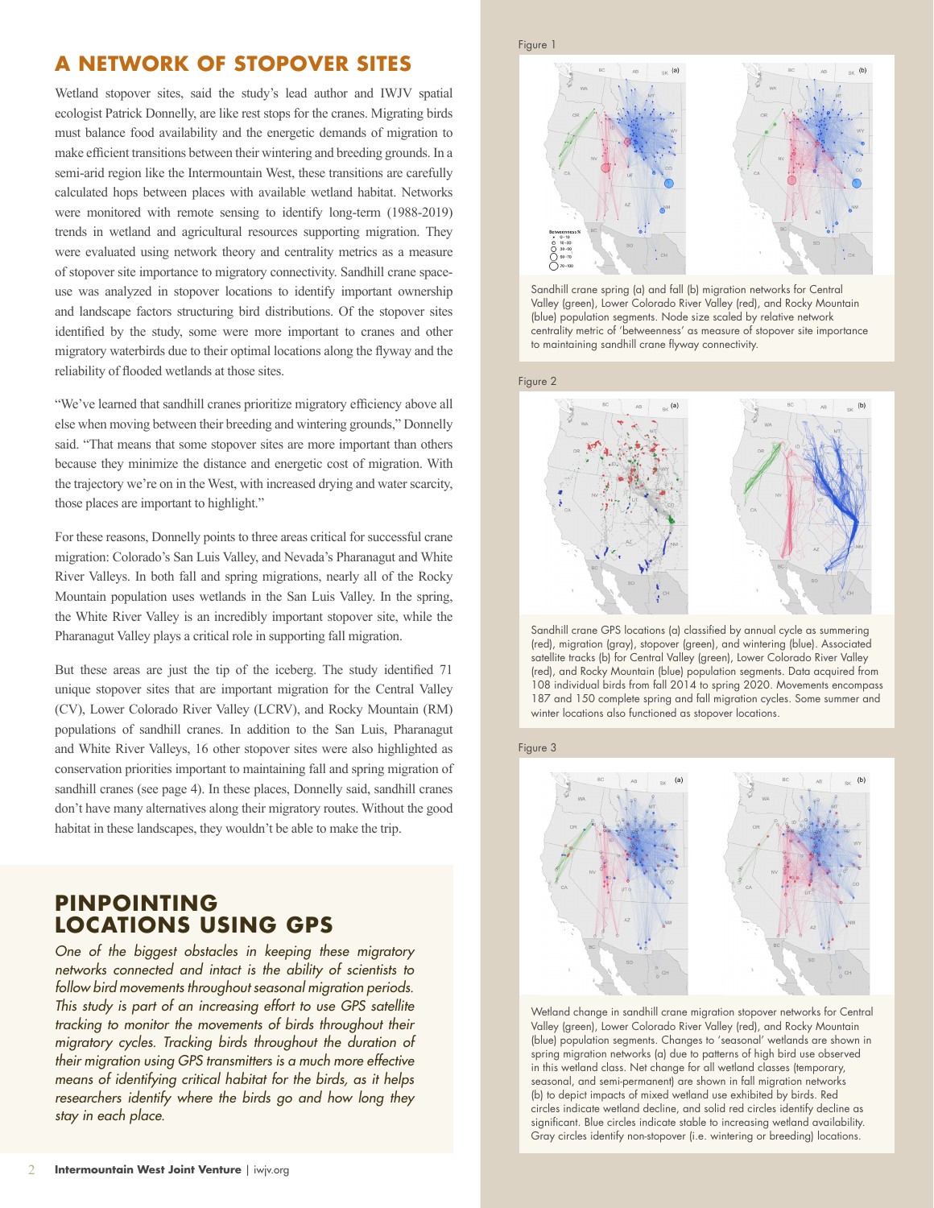## A NETWORK OF STOPOVER SITES

Wetland stopover sites, said the study's lead author and IWJV spatial ecologist Patrick Donnelly, are like rest stops for the cranes. Migrating birds must balance food availability and the energetic demands of migration to make efficient transitions between their wintering and breeding grounds. In a semi-arid region like the Intermountain West, these transitions are carefully calculated hops between places with available wetland habitat. Networks were monitored with remote sensing to identify long-term (1988-2019) trends in wetland and agricultural resources supporting migration. They were evaluated using network theory and centrality metrics as a measure of stopover site importance to migratory connectivity. Sandhill crane space-use was analyzed in stopover locations to identify important ownership and landscape factors structuring bird distributions. Of the stopover sites identified by the study, some were more important to cranes and other migratory waterbirds due to their optimal locations along the flyway and the reliability of flooded wetlands at those sites.

"We've learned that sandhill cranes prioritize migratory efficiency above all else when moving between their breeding and wintering grounds," Donnelly said. "That means that some stopover sites are more important than others because they minimize the distance and energetic cost of migration. With the trajectory we're on in the West, with increased drying and water scarcity, those places are important to highlight."

For these reasons, Donnelly points to three areas critical for successful crane migration: Colorado's San Luis Valley, and Nevada's Pharanagut and White River Valleys. In both fall and spring migrations, nearly all of the Rocky Mountain population uses wetlands in the San Luis Valley. In the spring, the White River Valley is an incredibly important stopover site, while the Pharanagut Valley plays a critical role in supporting fall migration.

But these areas are just the tip of the iceberg. The study identified 71 unique stopover sites that are important migration for the Central Valley (CV), Lower Colorado River Valley (LCRV), and Rocky Mountain (RM) populations of sandhill cranes. In addition to the San Luis, Pharanagut and White River Valleys, 16 other stopover sites were also highlighted as conservation priorities important to maintaining fall and spring migration of sandhill cranes (see page 4). In these places, Donnelly said, sandhill cranes don't have many alternatives along their migratory routes. Without the good habitat in these landscapes, they wouldn't be able to make the trip.

## PINPOINTING LOCATIONS USING GPS

*One of the biggest obstacles in keeping these migratory networks connected and intact is the ability of scientists to follow bird movements throughout seasonal migration periods. This study is part of an increasing effort to use GPS satellite tracking to monitor the movements of birds throughout their migratory cycles. Tracking birds throughout the duration of their migration using GPS transmitters is a much more effective means of identifying critical habitat for the birds, as it helps researchers identify where the birds go and how long they stay in each place.*

Figure 1

Sandhill crane spring (a) and fall (b) migration networks for Central Valley (green), Lower Colorado River Valley (red), and Rocky Mountain (blue) population segments. Node size scaled by relative network centrality metric of 'betweenness' as measure of stopover site importance to maintaining sandhill crane flyway connectivity.

Figure 2

Sandhill crane GPS locations (a) classified by annual cycle as summering (red), migration (gray), stopover (green), and wintering (blue). Associated satellite tracks (b) for Central Valley (green), Lower Colorado River Valley (red), and Rocky Mountain (blue) population segments. Data acquired from 108 individual birds from fall 2014 to spring 2020. Movements encompass 187 and 150 complete spring and fall migration cycles. Some summer and winter locations also functioned as stopover locations.

Figure 3

Wetland change in sandhill crane migration stopover networks for Central Valley (green), Lower Colorado River Valley (red), and Rocky Mountain (blue) population segments. Changes to 'seasonal' wetlands are shown in spring migration networks (a) due to patterns of high bird use observed in this wetland class. Net change for all wetland classes (temporary, seasonal, and semi-permanent) are shown in fall migration networks (b) to depict impacts of mixed wetland use exhibited by birds. Red circles indicate wetland decline, and solid red circles identify decline as significant. Blue circles indicate stable to increasing wetland availability. Gray circles identify non-stopover (i.e. wintering or breeding) locations.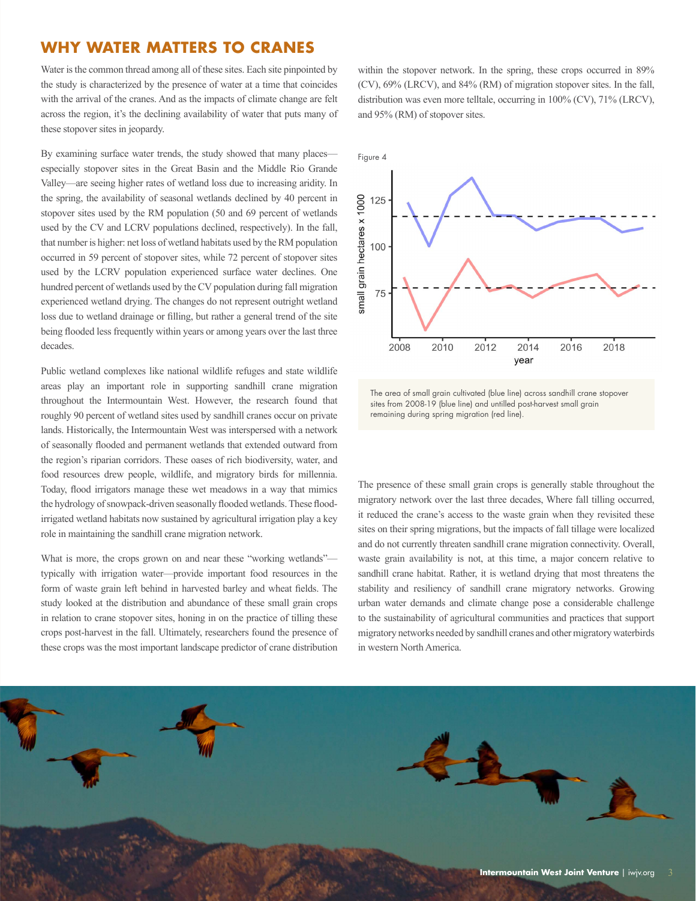## WHY WATER MATTERS TO CRANES

Water is the common thread among all of these sites. Each site pinpointed by the study is characterized by the presence of water at a time that coincides with the arrival of the cranes. And as the impacts of climate change are felt across the region, it's the declining availability of water that puts many of these stopover sites in jeopardy.

By examining surface water trends, the study showed that many places—especially stopover sites in the Great Basin and the Middle Rio Grande Valley—are seeing higher rates of wetland loss due to increasing aridity. In the spring, the availability of seasonal wetlands declined by 40 percent in stopover sites used by the RM population (50 and 69 percent of wetlands used by the CV and LCRV populations declined, respectively). In the fall, that number is higher: net loss of wetland habitats used by the RM population occurred in 59 percent of stopover sites, while 72 percent of stopover sites used by the LCRV population experienced surface water declines. One hundred percent of wetlands used by the CV population during fall migration experienced wetland drying. The changes do not represent outright wetland loss due to wetland drainage or filling, but rather a general trend of the site being flooded less frequently within years or among years over the last three decades.

Public wetland complexes like national wildlife refuges and state wildlife areas play an important role in supporting sandhill crane migration throughout the Intermountain West. However, the research found that roughly 90 percent of wetland sites used by sandhill cranes occur on private lands. Historically, the Intermountain West was interspersed with a network of seasonally flooded and permanent wetlands that extended outward from the region's riparian corridors. These oases of rich biodiversity, water, and food resources drew people, wildlife, and migratory birds for millennia. Today, flood irrigators manage these wet meadows in a way that mimics the hydrology of snowpack-driven seasonally flooded wetlands. These flood-irrigated wetland habitats now sustained by agricultural irrigation play a key role in maintaining the sandhill crane migration network.

What is more, the crops grown on and near these "working wetlands"—typically with irrigation water—provide important food resources in the form of waste grain left behind in harvested barley and wheat fields. The study looked at the distribution and abundance of these small grain crops in relation to crane stopover sites, honing in on the practice of tilling these crops post-harvest in the fall. Ultimately, researchers found the presence of these crops was the most important landscape predictor of crane distribution within the stopover network. In the spring, these crops occurred in 89% (CV), 69% (LRCV), and 84% (RM) of migration stopover sites. In the fall, distribution was even more telltale, occurring in 100% (CV), 71% (LRCV), and 95% (RM) of stopover sites.

Figure 4

The area of small grain cultivated (blue line) across sandhill crane stopover sites from 2008-19 (blue line) and untilled post-harvest small grain remaining during spring migration (red line).

The presence of these small grain crops is generally stable throughout the migratory network over the last three decades, Where fall tilling occurred, it reduced the crane's access to the waste grain when they revisited these sites on their spring migrations, but the impacts of fall tillage were localized and do not currently threaten sandhill crane migration connectivity. Overall, waste grain availability is not, at this time, a major concern relative to sandhill crane habitat. Rather, it is wetland drying that most threatens the stability and resiliency of sandhill crane migratory networks. Growing urban water demands and climate change pose a considerable challenge to the sustainability of agricultural communities and practices that support migratory networks needed by sandhill cranes and other migratory waterbirds in western North America.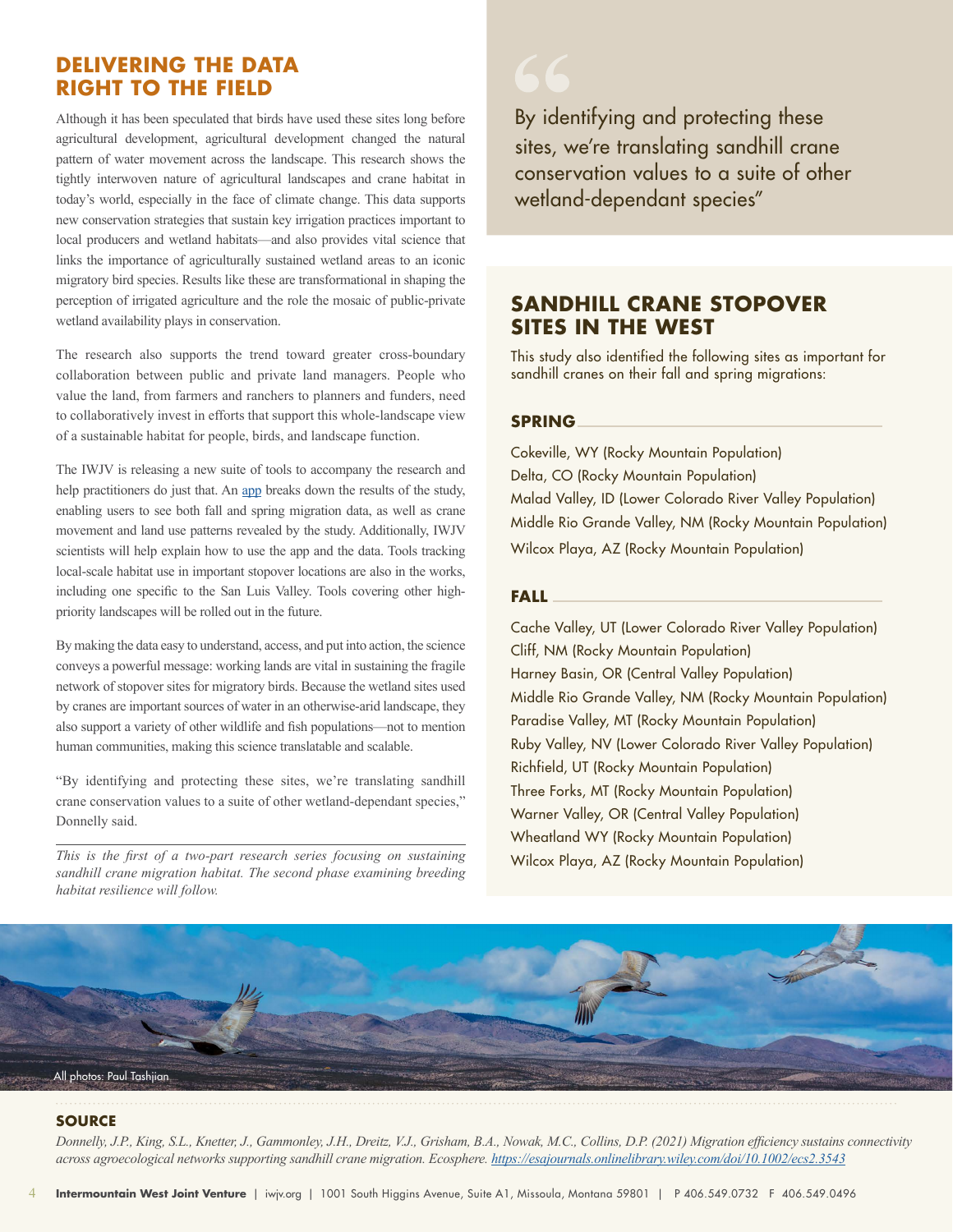## DELIVERING THE DATA RIGHT TO THE FIELD

Although it has been speculated that birds have used these sites long before agricultural development, agricultural development changed the natural pattern of water movement across the landscape. This research shows the tightly interwoven nature of agricultural landscapes and crane habitat in today's world, especially in the face of climate change. This data supports new conservation strategies that sustain key irrigation practices important to local producers and wetland habitats—and also provides vital science that links the importance of agriculturally sustained wetland areas to an iconic migratory bird species. Results like these are transformational in shaping the perception of irrigated agriculture and the role the mosaic of public-private wetland availability plays in conservation.

The research also supports the trend toward greater cross-boundary collaboration between public and private land managers. People who value the land, from farmers and ranchers to planners and funders, need to collaboratively invest in efforts that support this whole-landscape view of a sustainable habitat for people, birds, and landscape function.

The IWJV is releasing a new suite of tools to accompany the research and help practitioners do just that. An app breaks down the results of the study, enabling users to see both fall and spring migration data, as well as crane movement and land use patterns revealed by the study. Additionally, IWJV scientists will help explain how to use the app and the data. Tools tracking local-scale habitat use in important stopover locations are also in the works, including one specific to the San Luis Valley. Tools covering other high-priority landscapes will be rolled out in the future.

By making the data easy to understand, access, and put into action, the science conveys a powerful message: working lands are vital in sustaining the fragile network of stopover sites for migratory birds. Because the wetland sites used by cranes are important sources of water in an otherwise-arid landscape, they also support a variety of other wildlife and fish populations—not to mention human communities, making this science translatable and scalable.

"By identifying and protecting these sites, we're translating sandhill crane conservation values to a suite of other wetland-dependant species," Donnelly said.

*This is the first of a two-part research series focusing on sustaining sandhill crane migration habitat. The second phase examining breeding habitat resilience will follow.*

> By identifying and protecting these sites, we're translating sandhill crane conservation values to a suite of other wetland-dependant species"

## SANDHILL CRANE STOPOVER SITES IN THE WEST

This study also identified the following sites as important for sandhill cranes on their fall and spring migrations:

### SPRING

Cokeville, WY (Rocky Mountain Population)
Delta, CO (Rocky Mountain Population)
Malad Valley, ID (Lower Colorado River Valley Population)
Middle Rio Grande Valley, NM (Rocky Mountain Population)
Wilcox Playa, AZ (Rocky Mountain Population)

### FALL

Cache Valley, UT (Lower Colorado River Valley Population)
Cliff, NM (Rocky Mountain Population)
Harney Basin, OR (Central Valley Population)
Middle Rio Grande Valley, NM (Rocky Mountain Population)
Paradise Valley, MT (Rocky Mountain Population)
Ruby Valley, NV (Lower Colorado River Valley Population)
Richfield, UT (Rocky Mountain Population)
Three Forks, MT (Rocky Mountain Population)
Warner Valley, OR (Central Valley Population)
Wheatland WY (Rocky Mountain Population)
Wilcox Playa, AZ (Rocky Mountain Population)

All photos: Paul Tashjian

### SOURCE

*Donnelly, J.P., King, S.L., Knetter, J., Gammonley, J.H., Dreitz, V.J., Grisham, B.A., Nowak, M.C., Collins, D.P. (2021) Migration efficiency sustains connectivity across agroecological networks supporting sandhill crane migration. Ecosphere. https://esajournals.onlinelibrary.wiley.com/doi/10.1002/ecs2.3543*

**Intermountain West Joint Venture** | iwjv.org | 1001 South Higgins Avenue, Suite A1, Missoula, Montana 59801 | P 406.549.0732 F 406.549.0496